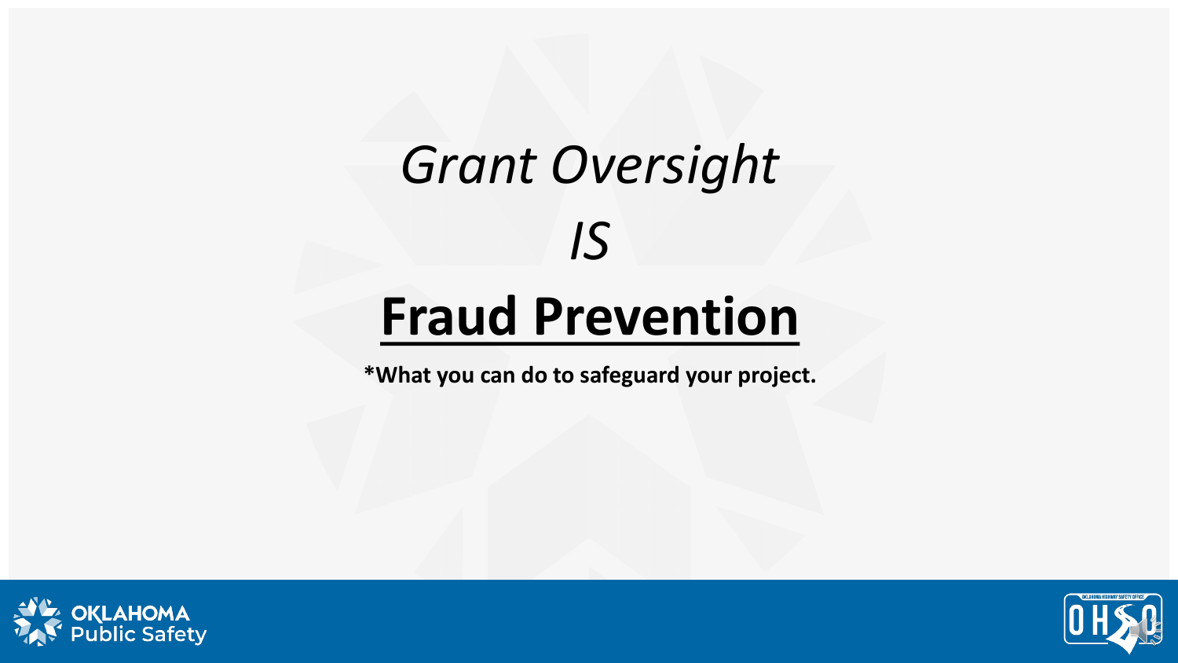# *Grant Oversight*

# *IS*

# **Fraud Prevention**

**\*What you can do to safeguard your project.**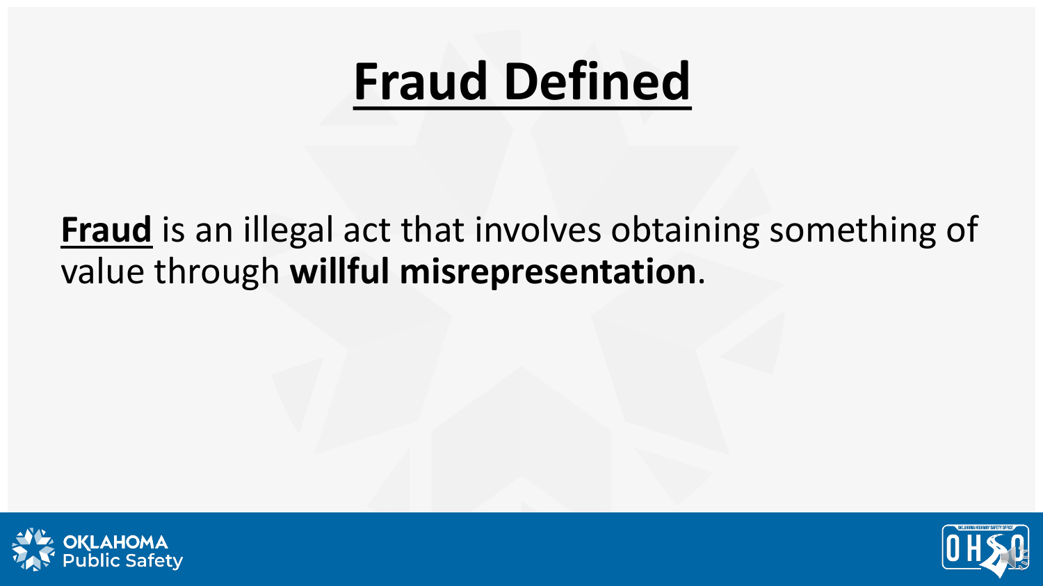# Fraud Defined

**Fraud** is an illegal act that involves obtaining something of value through **willful misrepresentation**.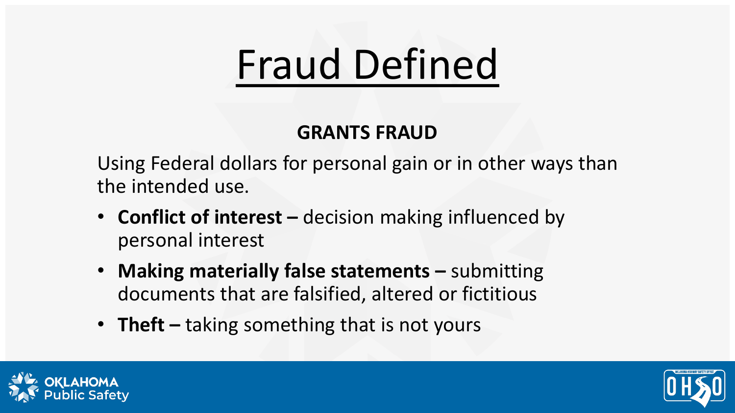# Fraud Defined

## GRANTS FRAUD

Using Federal dollars for personal gain or in other ways than the intended use.

- **Conflict of interest –** decision making influenced by personal interest
- **Making materially false statements –** submitting documents that are falsified, altered or fictitious
- **Theft –** taking something that is not yours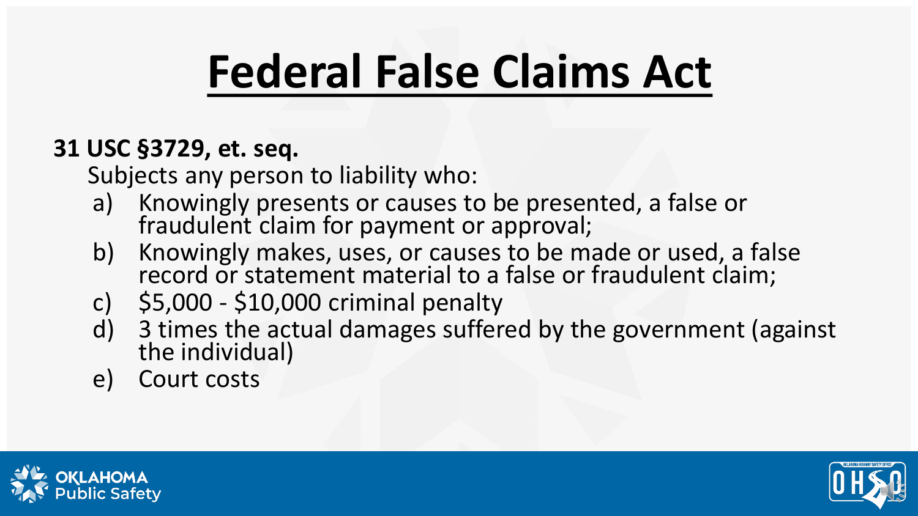# Federal False Claims Act

**31 USC §3729, et. seq.**

Subjects any person to liability who:

a) Knowingly presents or causes to be presented, a false or fraudulent claim for payment or approval;
b) Knowingly makes, uses, or causes to be made or used, a false record or statement material to a false or fraudulent claim;
c) $5,000 - $10,000 criminal penalty
d) 3 times the actual damages suffered by the government (against the individual)
e) Court costs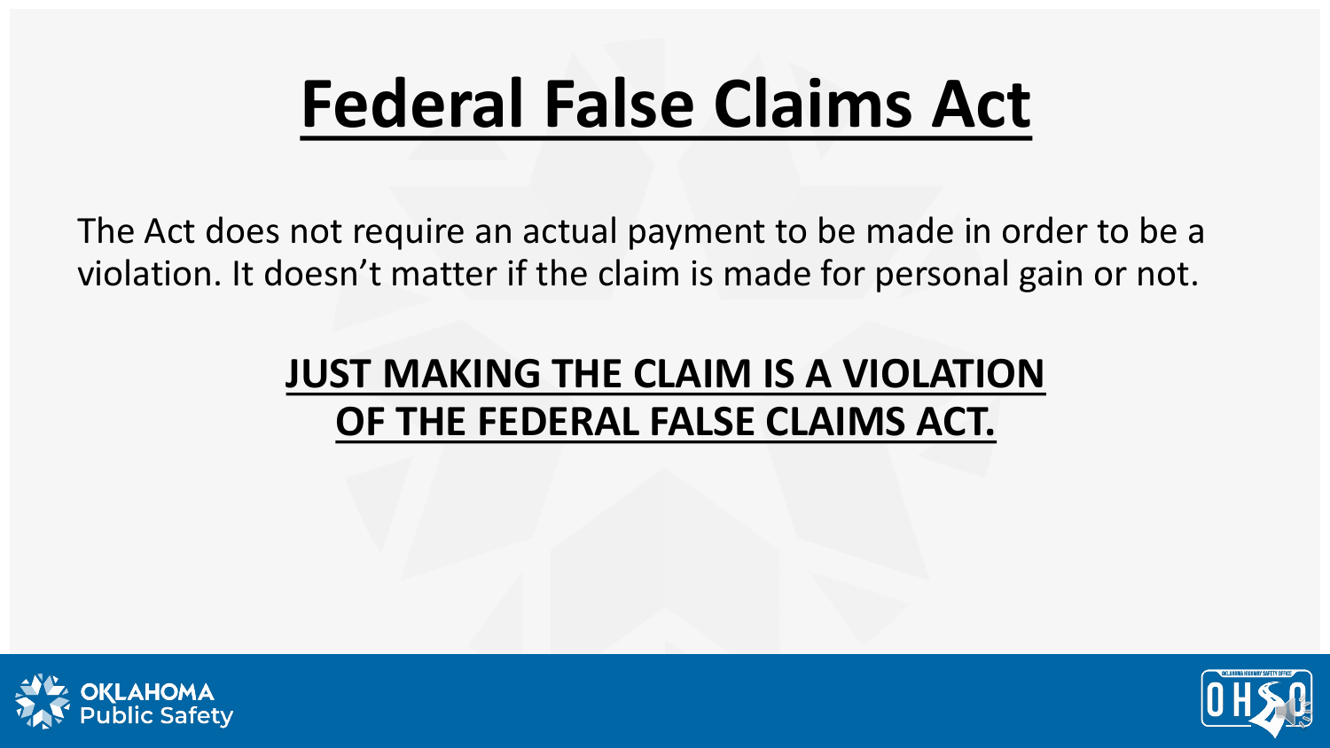# Federal False Claims Act

The Act does not require an actual payment to be made in order to be a violation. It doesn't matter if the claim is made for personal gain or not.

**JUST MAKING THE CLAIM IS A VIOLATION OF THE FEDERAL FALSE CLAIMS ACT.**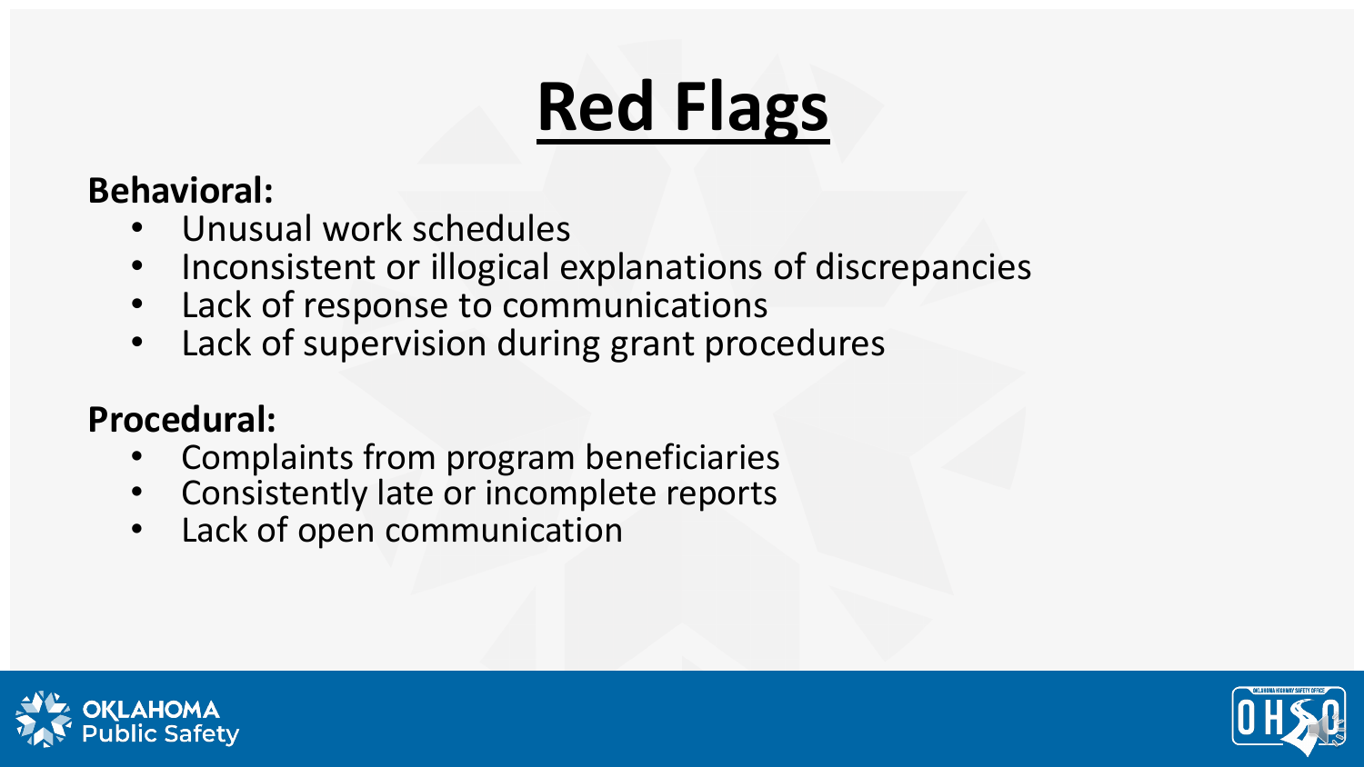# Red Flags

**Behavioral:**

- Unusual work schedules
- Inconsistent or illogical explanations of discrepancies
- Lack of response to communications
- Lack of supervision during grant procedures

**Procedural:**

- Complaints from program beneficiaries
- Consistently late or incomplete reports
- Lack of open communication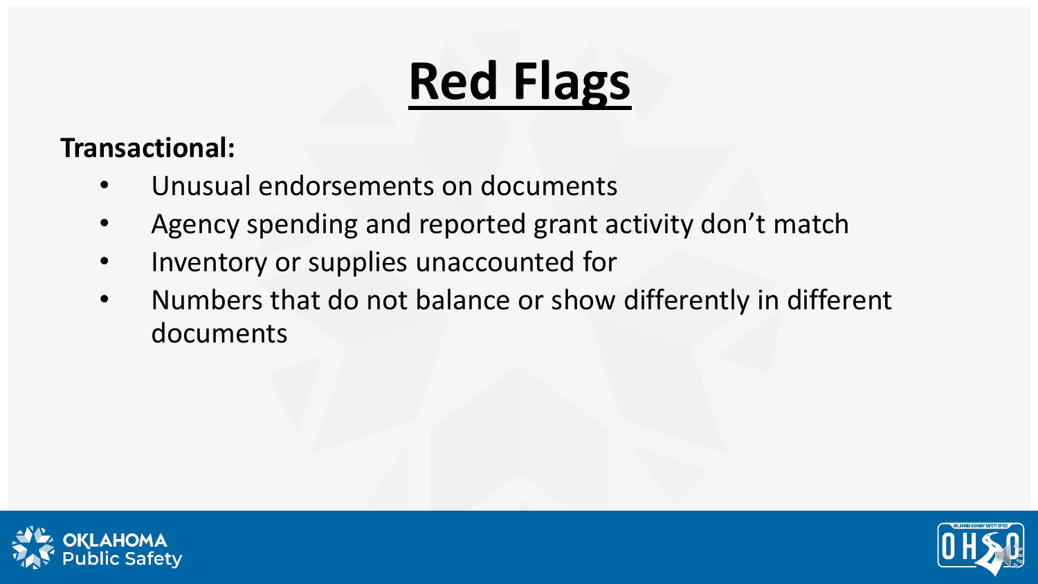# Red Flags

**Transactional:**

- Unusual endorsements on documents
- Agency spending and reported grant activity don't match
- Inventory or supplies unaccounted for
- Numbers that do not balance or show differently in different documents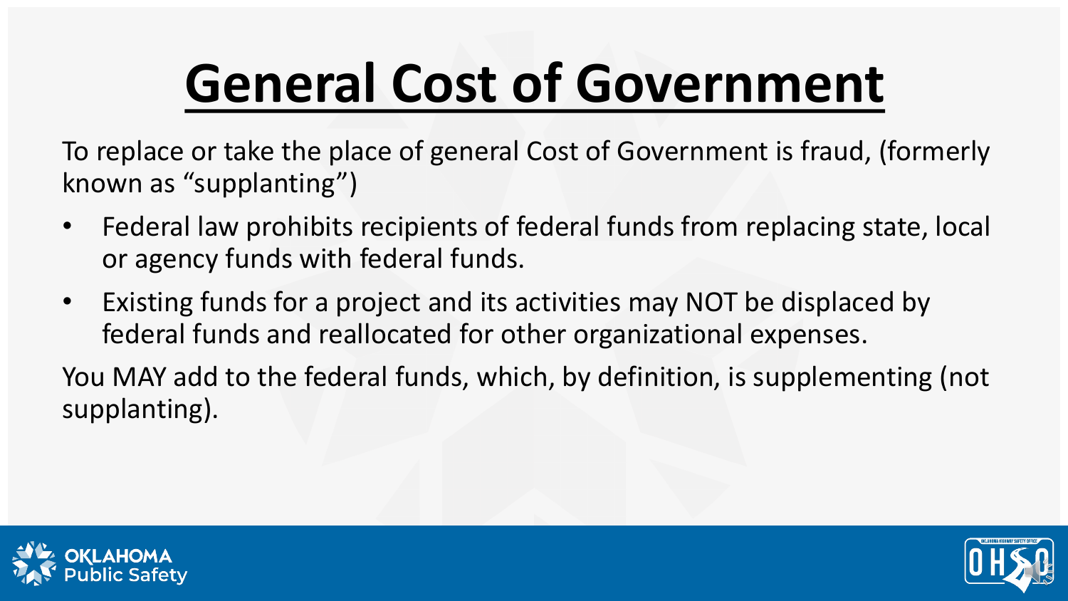# General Cost of Government

To replace or take the place of general Cost of Government is fraud, (formerly known as “supplanting”)

- Federal law prohibits recipients of federal funds from replacing state, local or agency funds with federal funds.
- Existing funds for a project and its activities may NOT be displaced by federal funds and reallocated for other organizational expenses.

You MAY add to the federal funds, which, by definition, is supplementing (not supplanting).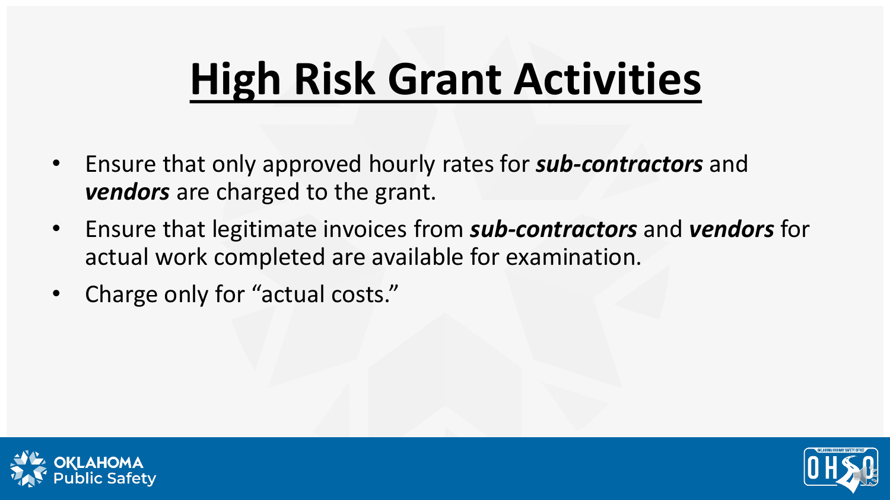# High Risk Grant Activities

- Ensure that only approved hourly rates for ***sub-contractors*** and ***vendors*** are charged to the grant.
- Ensure that legitimate invoices from ***sub-contractors*** and ***vendors*** for actual work completed are available for examination.
- Charge only for "actual costs."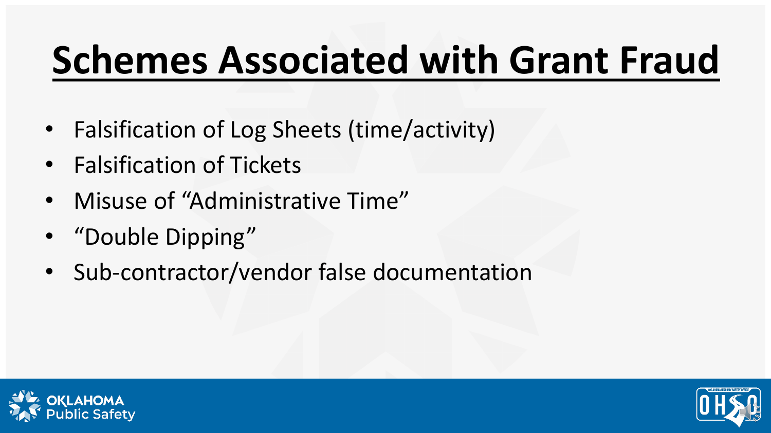# Schemes Associated with Grant Fraud

- Falsification of Log Sheets (time/activity)
- Falsification of Tickets
- Misuse of "Administrative Time"
- "Double Dipping"
- Sub-contractor/vendor false documentation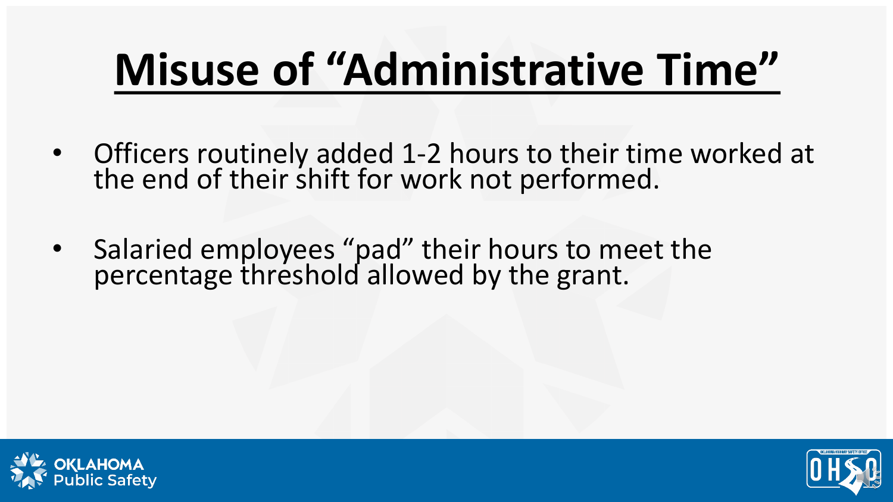# Misuse of "Administrative Time"

- Officers routinely added 1-2 hours to their time worked at the end of their shift for work not performed.

- Salaried employees "pad" their hours to meet the percentage threshold allowed by the grant.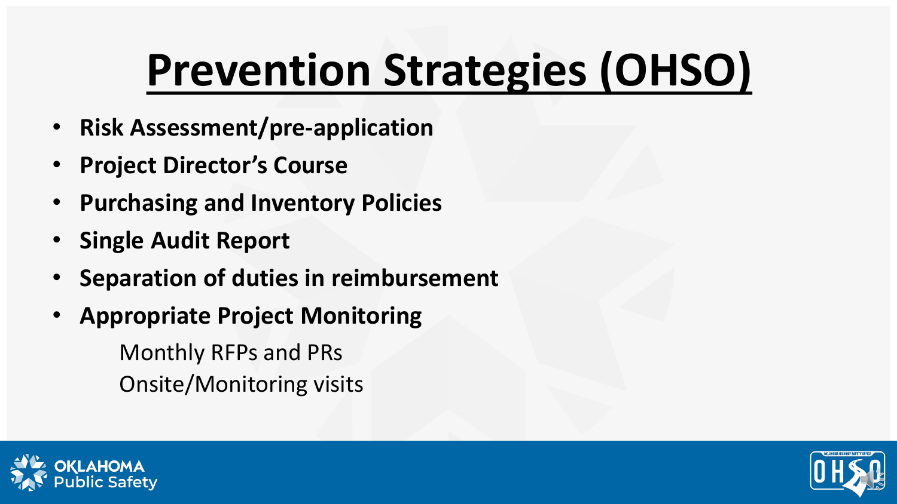# Prevention Strategies (OHSO)

- **Risk Assessment/pre-application**
- **Project Director's Course**
- **Purchasing and Inventory Policies**
- **Single Audit Report**
- **Separation of duties in reimbursement**
- **Appropriate Project Monitoring**
  - Monthly RFPs and PRs
  - Onsite/Monitoring visits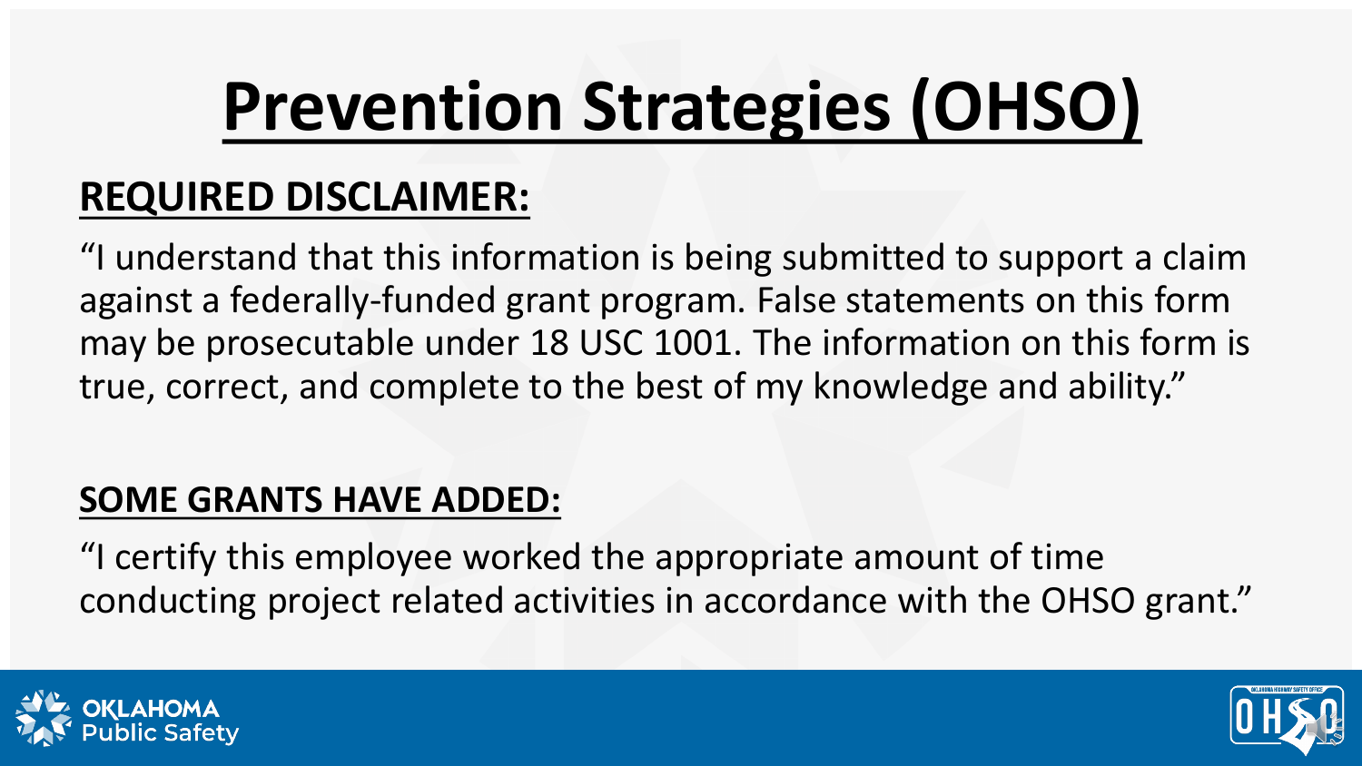# Prevention Strategies (OHSO)

**REQUIRED DISCLAIMER:**

"I understand that this information is being submitted to support a claim against a federally-funded grant program. False statements on this form may be prosecutable under 18 USC 1001. The information on this form is true, correct, and complete to the best of my knowledge and ability."

**SOME GRANTS HAVE ADDED:**

"I certify this employee worked the appropriate amount of time conducting project related activities in accordance with the OHSO grant."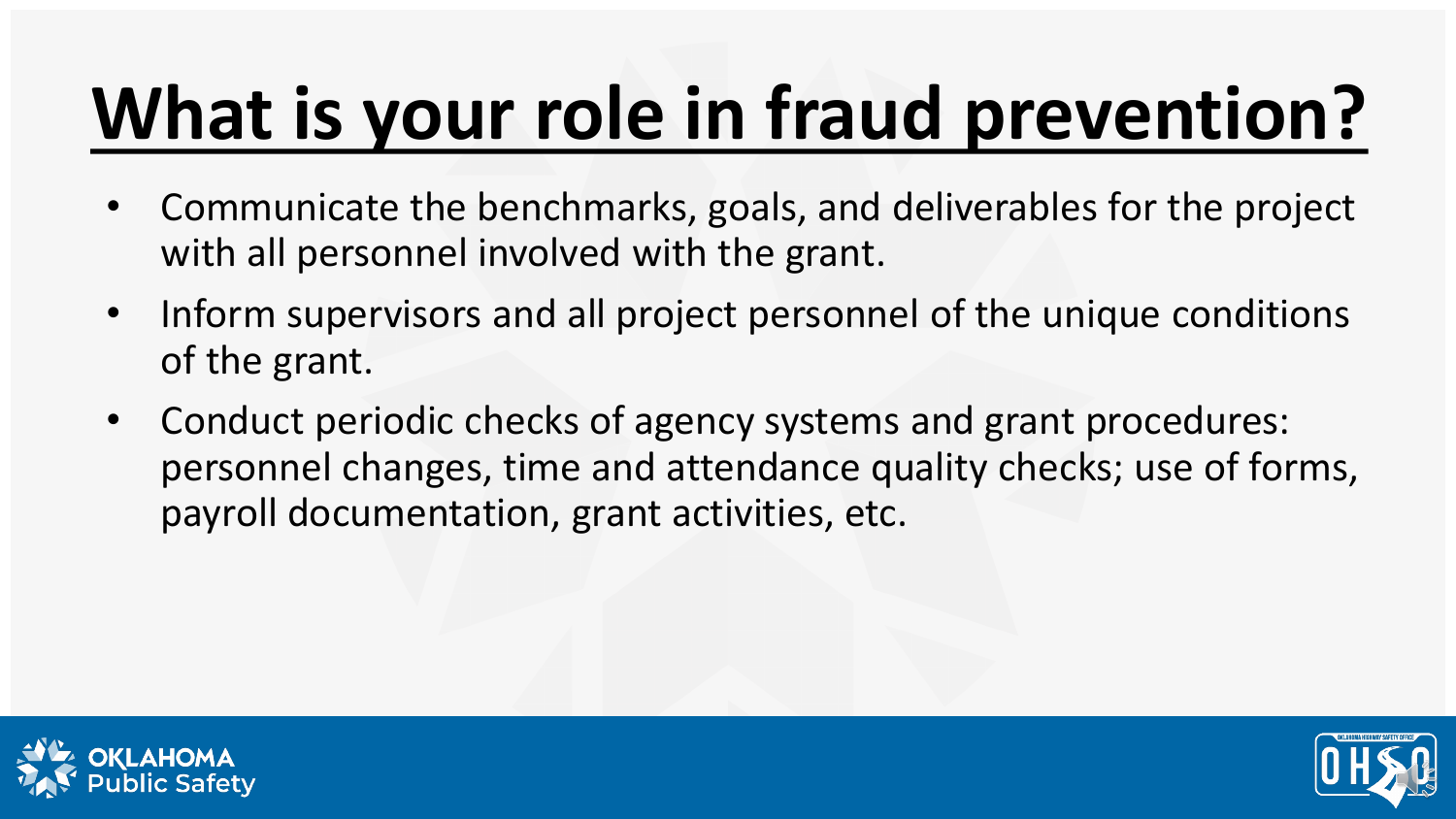# What is your role in fraud prevention?

- Communicate the benchmarks, goals, and deliverables for the project with all personnel involved with the grant.
- Inform supervisors and all project personnel of the unique conditions of the grant.
- Conduct periodic checks of agency systems and grant procedures: personnel changes, time and attendance quality checks; use of forms, payroll documentation, grant activities, etc.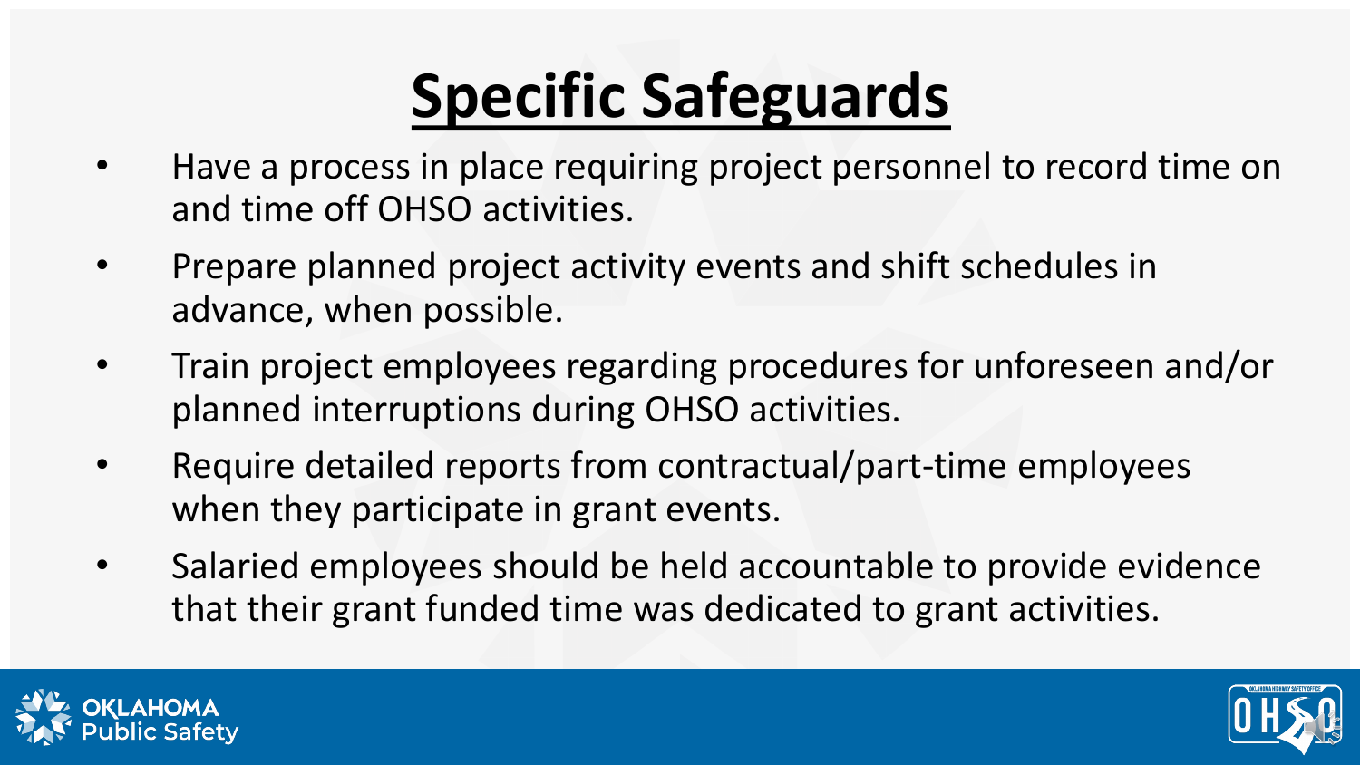# Specific Safeguards

- Have a process in place requiring project personnel to record time on and time off OHSO activities.
- Prepare planned project activity events and shift schedules in advance, when possible.
- Train project employees regarding procedures for unforeseen and/or planned interruptions during OHSO activities.
- Require detailed reports from contractual/part-time employees when they participate in grant events.
- Salaried employees should be held accountable to provide evidence that their grant funded time was dedicated to grant activities.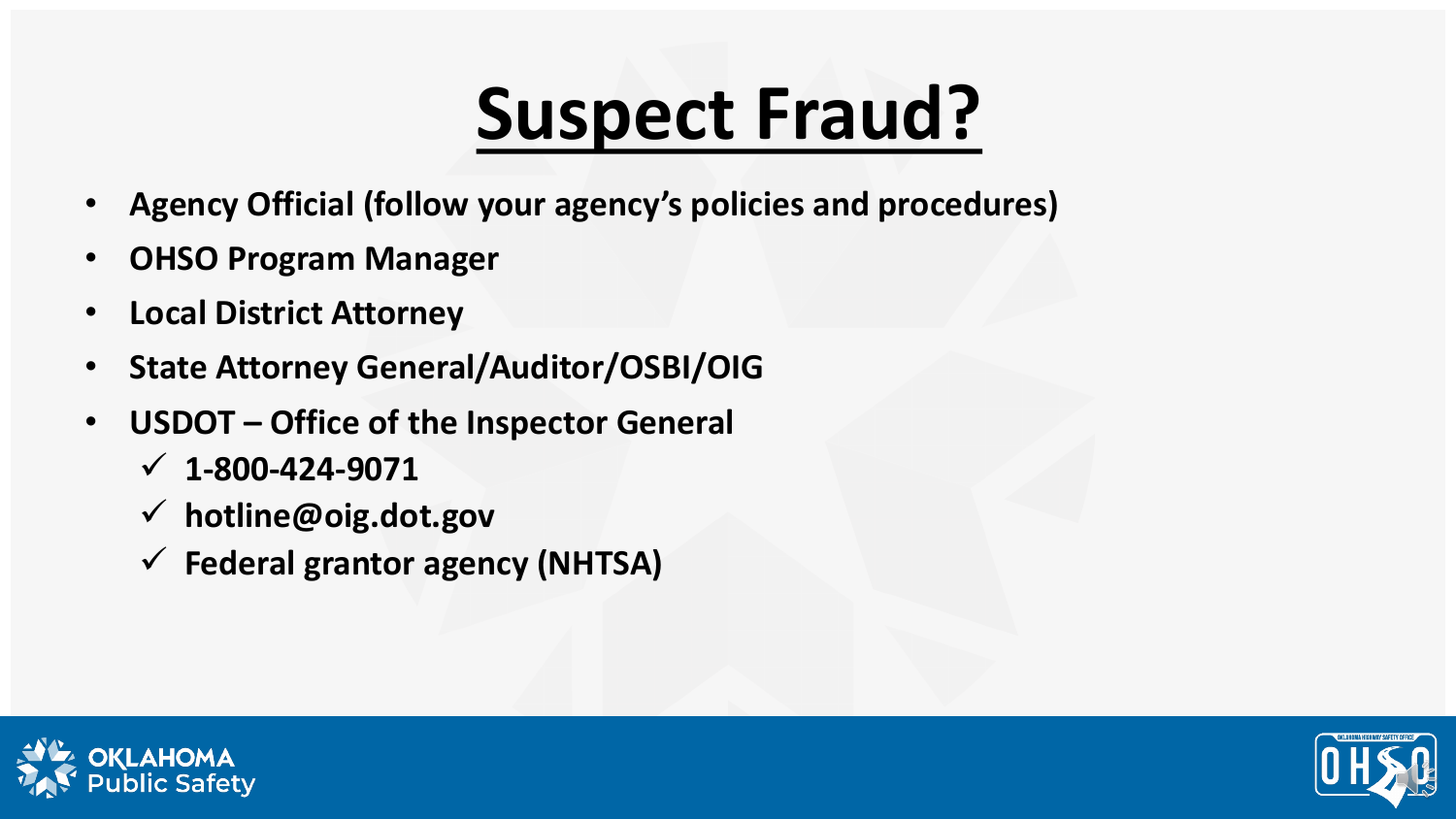# Suspect Fraud?

- **Agency Official (follow your agency's policies and procedures)**
- **OHSO Program Manager**
- **Local District Attorney**
- **State Attorney General/Auditor/OSBI/OIG**
- **USDOT – Office of the Inspector General**
  - ✓ **1-800-424-9071**
  - ✓ **hotline@oig.dot.gov**
  - ✓ **Federal grantor agency (NHTSA)**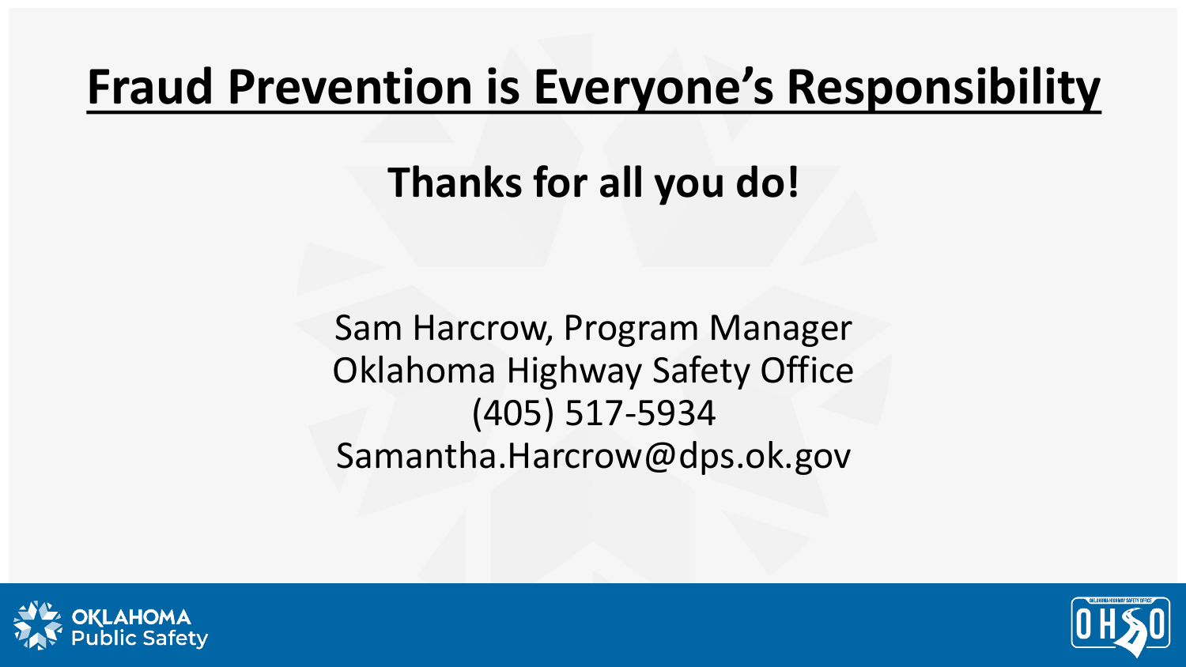# Fraud Prevention is Everyone's Responsibility

## Thanks for all you do!

Sam Harcrow, Program Manager
Oklahoma Highway Safety Office
(405) 517-5934
Samantha.Harcrow@dps.ok.gov

OKLAHOMA Public Safety

OHSO